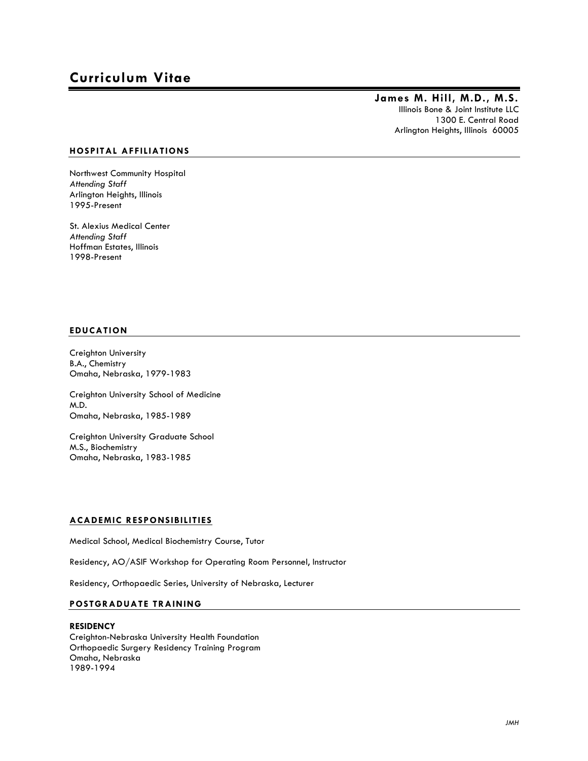# Curriculum Vitae

**James M. Hill, M.D., M.S.**
Illinois Bone & Joint Institute LLC
1300 E. Central Road
Arlington Heights, Illinois 60005

## HOSPITAL AFFILIATIONS

Northwest Community Hospital
*Attending Staff*
Arlington Heights, Illinois
1995-Present

St. Alexius Medical Center
*Attending Staff*
Hoffman Estates, Illinois
1998-Present

## EDUCATION

Creighton University
B.A., Chemistry
Omaha, Nebraska, 1979-1983

Creighton University School of Medicine
M.D.
Omaha, Nebraska, 1985-1989

Creighton University Graduate School
M.S., Biochemistry
Omaha, Nebraska, 1983-1985

## ACADEMIC RESPONSIBILITIES

Medical School, Medical Biochemistry Course, Tutor

Residency, AO/ASIF Workshop for Operating Room Personnel, Instructor

Residency, Orthopaedic Series, University of Nebraska, Lecturer

## POSTGRADUATE TRAINING

**RESIDENCY**
Creighton-Nebraska University Health Foundation
Orthopaedic Surgery Residency Training Program
Omaha, Nebraska
1989-1994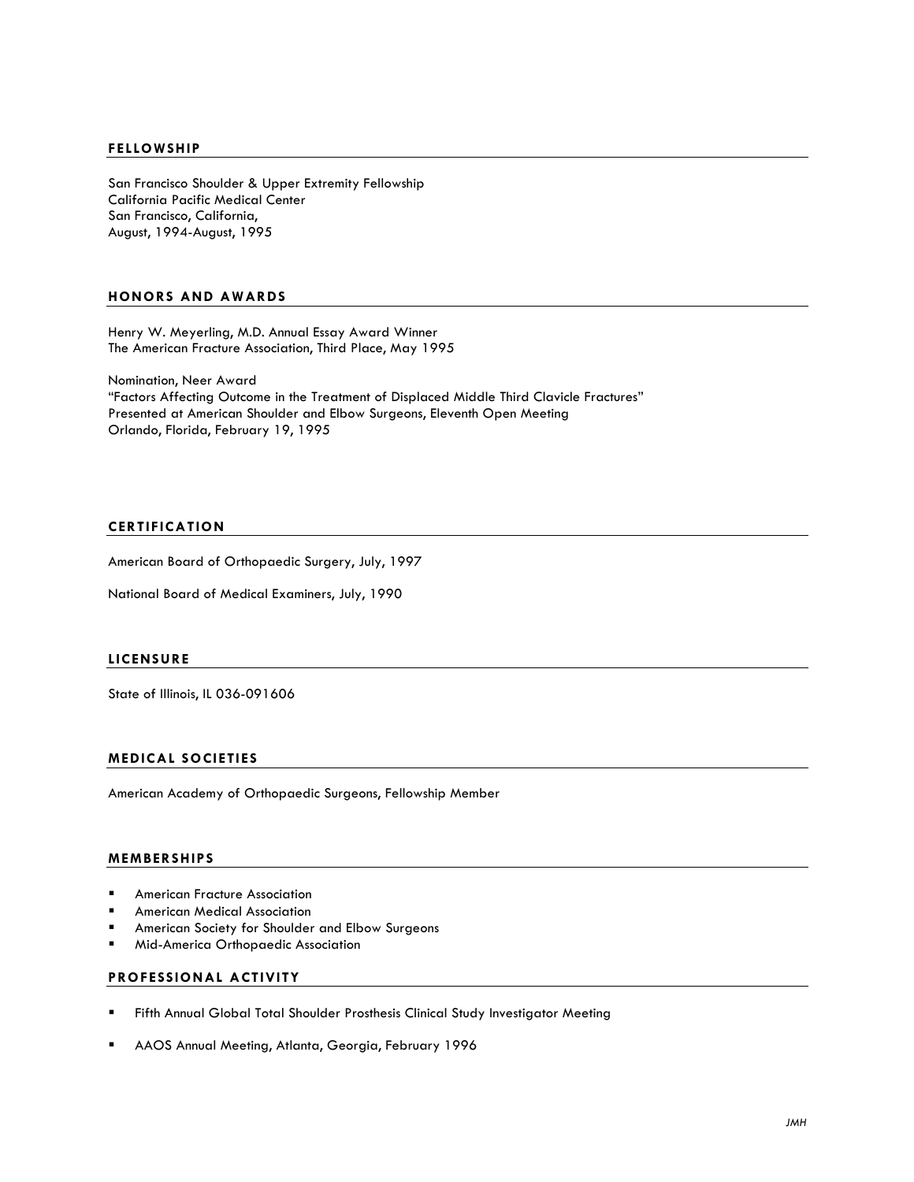## FELLOWSHIP

San Francisco Shoulder & Upper Extremity Fellowship
California Pacific Medical Center
San Francisco, California,
August, 1994-August, 1995

## HONORS AND AWARDS

Henry W. Meyerling, M.D. Annual Essay Award Winner
The American Fracture Association, Third Place, May 1995

Nomination, Neer Award
"Factors Affecting Outcome in the Treatment of Displaced Middle Third Clavicle Fractures"
Presented at American Shoulder and Elbow Surgeons, Eleventh Open Meeting
Orlando, Florida, February 19, 1995

## CERTIFICATION

American Board of Orthopaedic Surgery, July, 1997

National Board of Medical Examiners, July, 1990

## LICENSURE

State of Illinois, IL 036-091606

## MEDICAL SOCIETIES

American Academy of Orthopaedic Surgeons, Fellowship Member

## MEMBERSHIPS

- American Fracture Association
- American Medical Association
- American Society for Shoulder and Elbow Surgeons
- Mid-America Orthopaedic Association

## PROFESSIONAL ACTIVITY

- Fifth Annual Global Total Shoulder Prosthesis Clinical Study Investigator Meeting
- AAOS Annual Meeting, Atlanta, Georgia, February 1996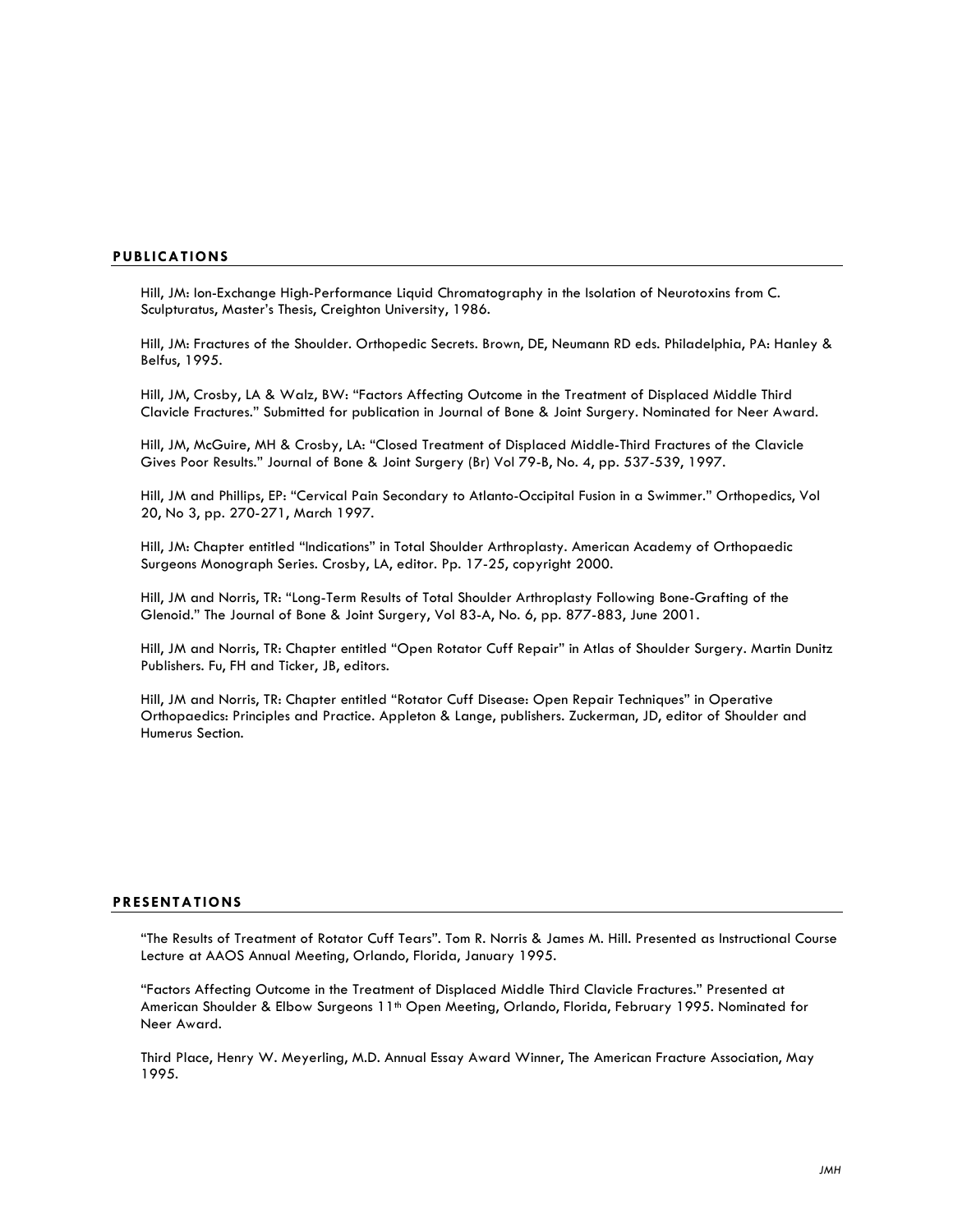## PUBLICATIONS

Hill, JM: Ion-Exchange High-Performance Liquid Chromatography in the Isolation of Neurotoxins from C. Sculpturatus, Master's Thesis, Creighton University, 1986.

Hill, JM: Fractures of the Shoulder. Orthopedic Secrets. Brown, DE, Neumann RD eds. Philadelphia, PA: Hanley & Belfus, 1995.

Hill, JM, Crosby, LA & Walz, BW: "Factors Affecting Outcome in the Treatment of Displaced Middle Third Clavicle Fractures." Submitted for publication in Journal of Bone & Joint Surgery. Nominated for Neer Award.

Hill, JM, McGuire, MH & Crosby, LA: "Closed Treatment of Displaced Middle-Third Fractures of the Clavicle Gives Poor Results." Journal of Bone & Joint Surgery (Br) Vol 79-B, No. 4, pp. 537-539, 1997.

Hill, JM and Phillips, EP: "Cervical Pain Secondary to Atlanto-Occipital Fusion in a Swimmer." Orthopedics, Vol 20, No 3, pp. 270-271, March 1997.

Hill, JM: Chapter entitled "Indications" in Total Shoulder Arthroplasty. American Academy of Orthopaedic Surgeons Monograph Series. Crosby, LA, editor. Pp. 17-25, copyright 2000.

Hill, JM and Norris, TR: "Long-Term Results of Total Shoulder Arthroplasty Following Bone-Grafting of the Glenoid." The Journal of Bone & Joint Surgery, Vol 83-A, No. 6, pp. 877-883, June 2001.

Hill, JM and Norris, TR: Chapter entitled "Open Rotator Cuff Repair" in Atlas of Shoulder Surgery. Martin Dunitz Publishers. Fu, FH and Ticker, JB, editors.

Hill, JM and Norris, TR: Chapter entitled "Rotator Cuff Disease: Open Repair Techniques" in Operative Orthopaedics: Principles and Practice. Appleton & Lange, publishers. Zuckerman, JD, editor of Shoulder and Humerus Section.

## PRESENTATIONS

"The Results of Treatment of Rotator Cuff Tears". Tom R. Norris & James M. Hill. Presented as Instructional Course Lecture at AAOS Annual Meeting, Orlando, Florida, January 1995.

"Factors Affecting Outcome in the Treatment of Displaced Middle Third Clavicle Fractures." Presented at American Shoulder & Elbow Surgeons 11th Open Meeting, Orlando, Florida, February 1995. Nominated for Neer Award.

Third Place, Henry W. Meyerling, M.D. Annual Essay Award Winner, The American Fracture Association, May 1995.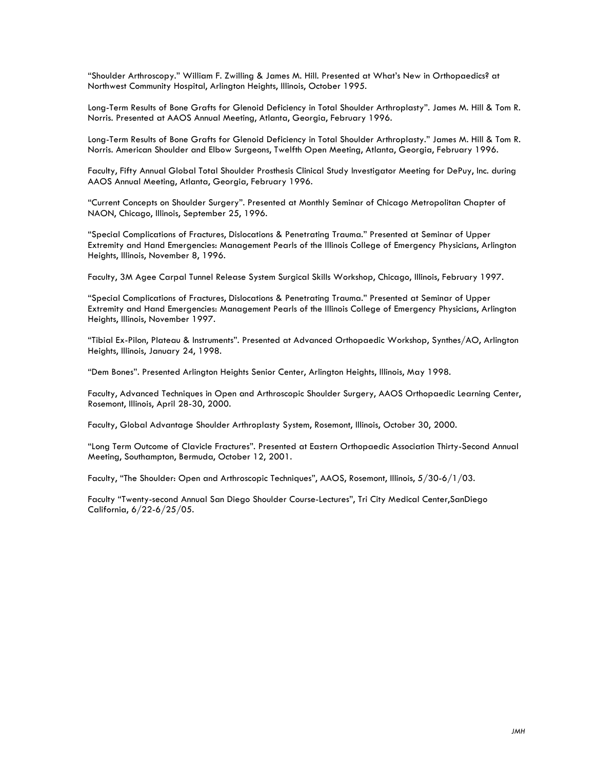"Shoulder Arthroscopy." William F. Zwilling & James M. Hill. Presented at What's New in Orthopaedics? at Northwest Community Hospital, Arlington Heights, Illinois, October 1995.

Long-Term Results of Bone Grafts for Glenoid Deficiency in Total Shoulder Arthroplasty". James M. Hill & Tom R. Norris. Presented at AAOS Annual Meeting, Atlanta, Georgia, February 1996.

Long-Term Results of Bone Grafts for Glenoid Deficiency in Total Shoulder Arthroplasty." James M. Hill & Tom R. Norris. American Shoulder and Elbow Surgeons, Twelfth Open Meeting, Atlanta, Georgia, February 1996.

Faculty, Fifty Annual Global Total Shoulder Prosthesis Clinical Study Investigator Meeting for DePuy, Inc. during AAOS Annual Meeting, Atlanta, Georgia, February 1996.

"Current Concepts on Shoulder Surgery". Presented at Monthly Seminar of Chicago Metropolitan Chapter of NAON, Chicago, Illinois, September 25, 1996.

"Special Complications of Fractures, Dislocations & Penetrating Trauma." Presented at Seminar of Upper Extremity and Hand Emergencies: Management Pearls of the Illinois College of Emergency Physicians, Arlington Heights, Illinois, November 8, 1996.

Faculty, 3M Agee Carpal Tunnel Release System Surgical Skills Workshop, Chicago, Illinois, February 1997.

"Special Complications of Fractures, Dislocations & Penetrating Trauma." Presented at Seminar of Upper Extremity and Hand Emergencies: Management Pearls of the Illinois College of Emergency Physicians, Arlington Heights, Illinois, November 1997.

"Tibial Ex-Pilon, Plateau & Instruments". Presented at Advanced Orthopaedic Workshop, Synthes/AO, Arlington Heights, Illinois, January 24, 1998.

"Dem Bones". Presented Arlington Heights Senior Center, Arlington Heights, Illinois, May 1998.

Faculty, Advanced Techniques in Open and Arthroscopic Shoulder Surgery, AAOS Orthopaedic Learning Center, Rosemont, Illinois, April 28-30, 2000.

Faculty, Global Advantage Shoulder Arthroplasty System, Rosemont, Illinois, October 30, 2000.

"Long Term Outcome of Clavicle Fractures". Presented at Eastern Orthopaedic Association Thirty-Second Annual Meeting, Southampton, Bermuda, October 12, 2001.

Faculty, "The Shoulder: Open and Arthroscopic Techniques", AAOS, Rosemont, Illinois, 5/30-6/1/03.

Faculty "Twenty-second Annual San Diego Shoulder Course-Lectures", Tri City Medical Center,SanDiego California, 6/22-6/25/05.